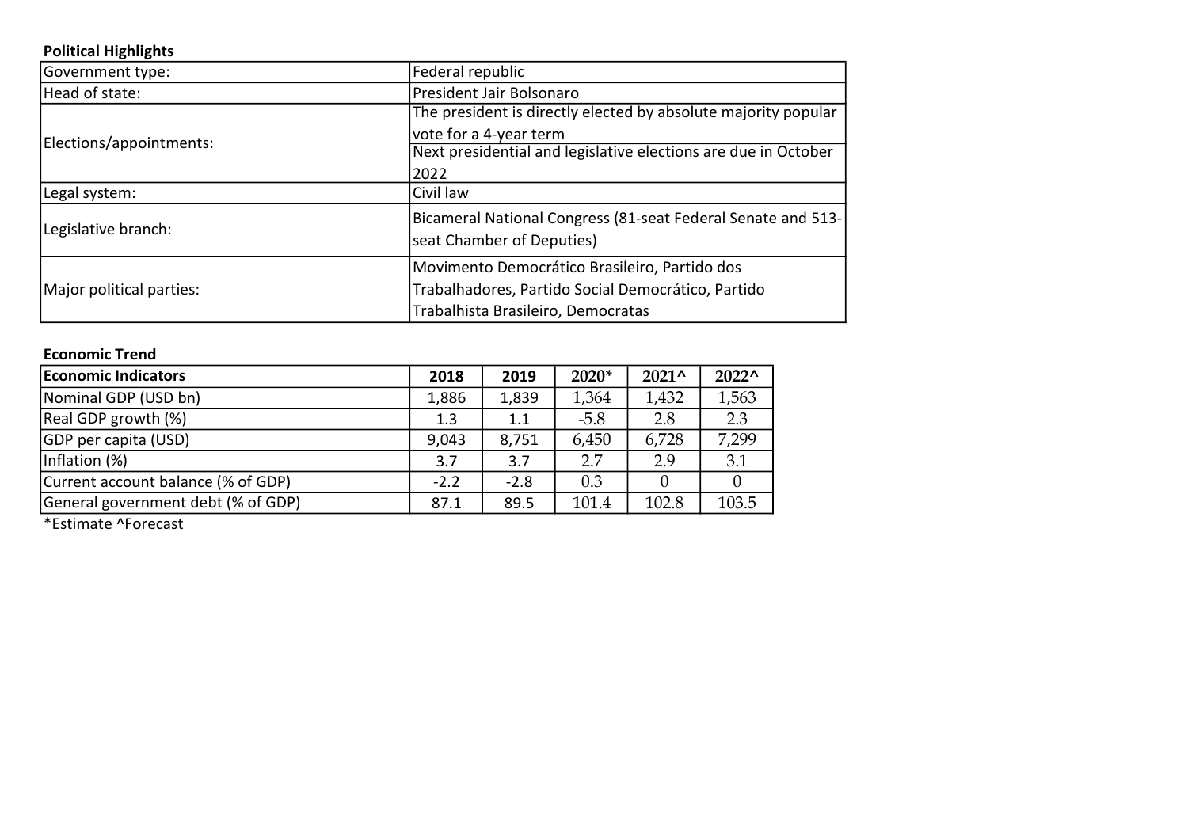**Political Highlights**

| | |
|---|---|
| Government type: | Federal republic |
| Head of state: | President Jair Bolsonaro |
| Elections/appointments: | The president is directly elected by absolute majority popular vote for a 4-year term<br>Next presidential and legislative elections are due in October 2022 |
| Legal system: | Civil law |
| Legislative branch: | Bicameral National Congress (81-seat Federal Senate and 513-seat Chamber of Deputies) |
| Major political parties: | Movimento Democrático Brasileiro, Partido dos Trabalhadores, Partido Social Democrático, Partido Trabalhista Brasileiro, Democratas |

**Economic Trend**

| Economic Indicators | 2018 | 2019 | 2020* | 2021^ | 2022^ |
|---|---|---|---|---|---|
| Nominal GDP (USD bn) | 1,886 | 1,839 | 1,364 | 1,432 | 1,563 |
| Real GDP growth (%) | 1.3 | 1.1 | -5.8 | 2.8 | 2.3 |
| GDP per capita (USD) | 9,043 | 8,751 | 6,450 | 6,728 | 7,299 |
| Inflation (%) | 3.7 | 3.7 | 2.7 | 2.9 | 3.1 |
| Current account balance (% of GDP) | -2.2 | -2.8 | 0.3 | 0 | 0 |
| General government debt (% of GDP) | 87.1 | 89.5 | 101.4 | 102.8 | 103.5 |

*Estimate ^Forecast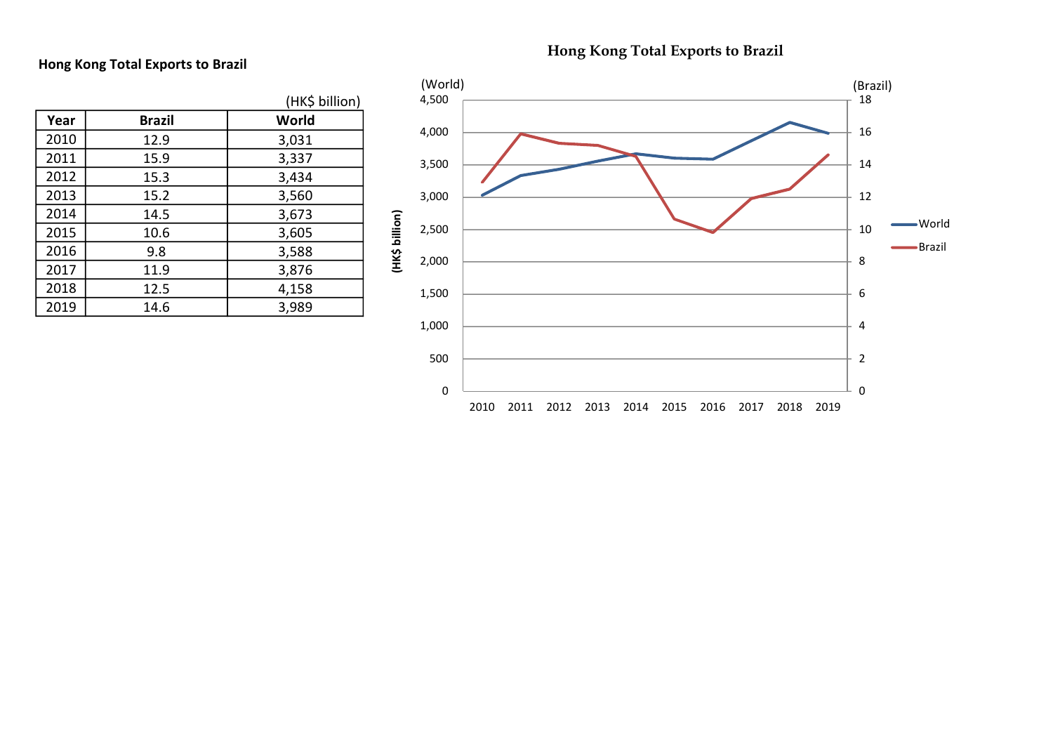**Hong Kong Total Exports to Brazil**

(HK$ billion)

| Year | Brazil | World |
|---|---|---|
| 2010 | 12.9 | 3,031 |
| 2011 | 15.9 | 3,337 |
| 2012 | 15.3 | 3,434 |
| 2013 | 15.2 | 3,560 |
| 2014 | 14.5 | 3,673 |
| 2015 | 10.6 | 3,605 |
| 2016 | 9.8 | 3,588 |
| 2017 | 11.9 | 3,876 |
| 2018 | 12.5 | 4,158 |
| 2019 | 14.6 | 3,989 |

**Hong Kong Total Exports to Brazil**

(World) (Brazil)

(HK$ billion)

World
Brazil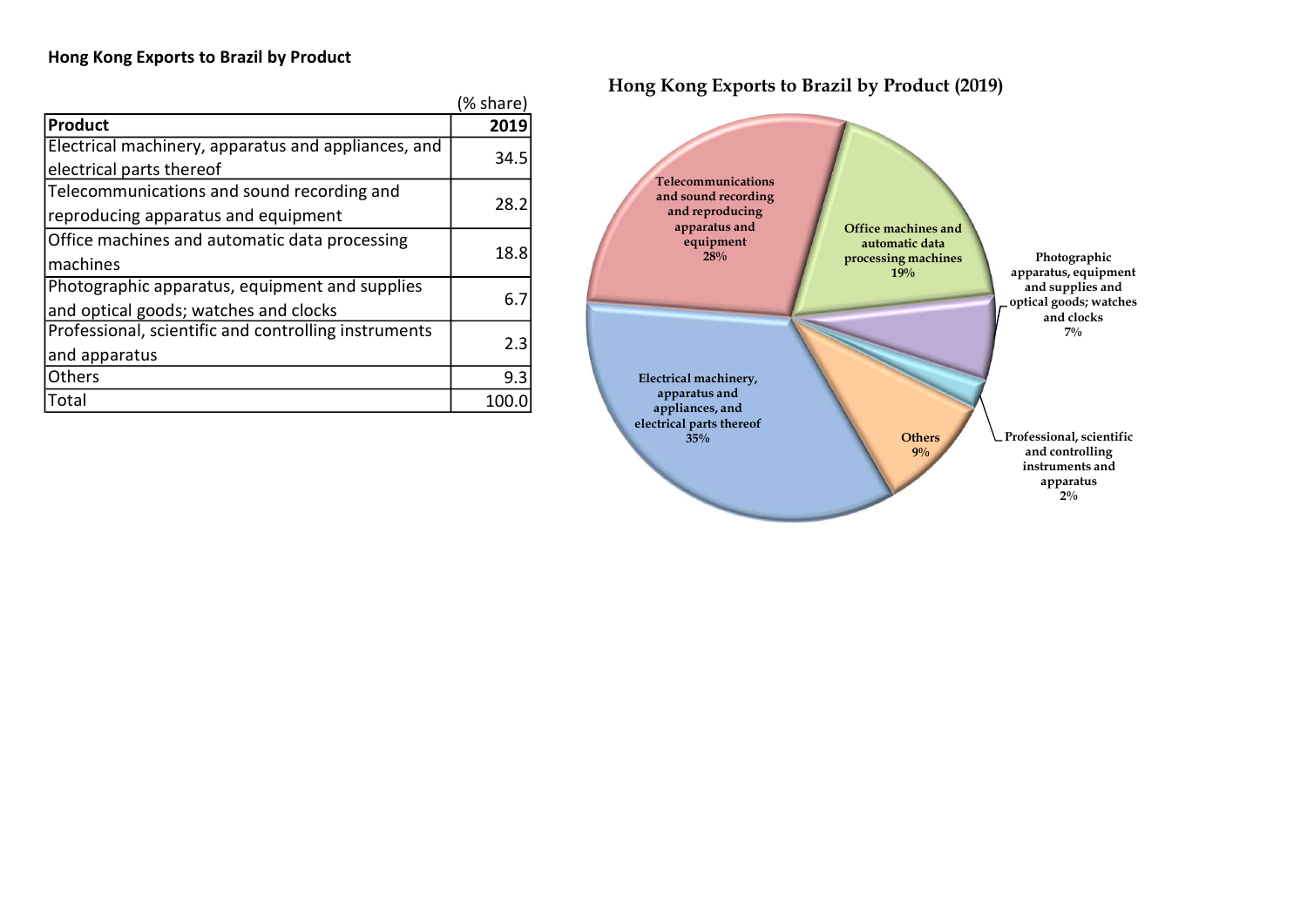**Hong Kong Exports to Brazil by Product**

(% share)

| Product | 2019 |
|---|---|
| Electrical machinery, apparatus and appliances, and electrical parts thereof | 34.5 |
| Telecommunications and sound recording and reproducing apparatus and equipment | 28.2 |
| Office machines and automatic data processing machines | 18.8 |
| Photographic apparatus, equipment and supplies and optical goods; watches and clocks | 6.7 |
| Professional, scientific and controlling instruments and apparatus | 2.3 |
| Others | 9.3 |
| Total | 100.0 |

**Hong Kong Exports to Brazil by Product (2019)**

Telecommunications and sound recording and reproducing apparatus and equipment
28%

Office machines and automatic data processing machines
19%

Photographic apparatus, equipment and supplies and optical goods; watches and clocks
7%

Professional, scientific and controlling instruments and apparatus
2%

Others
9%

Electrical machinery, apparatus and appliances, and electrical parts thereof
35%